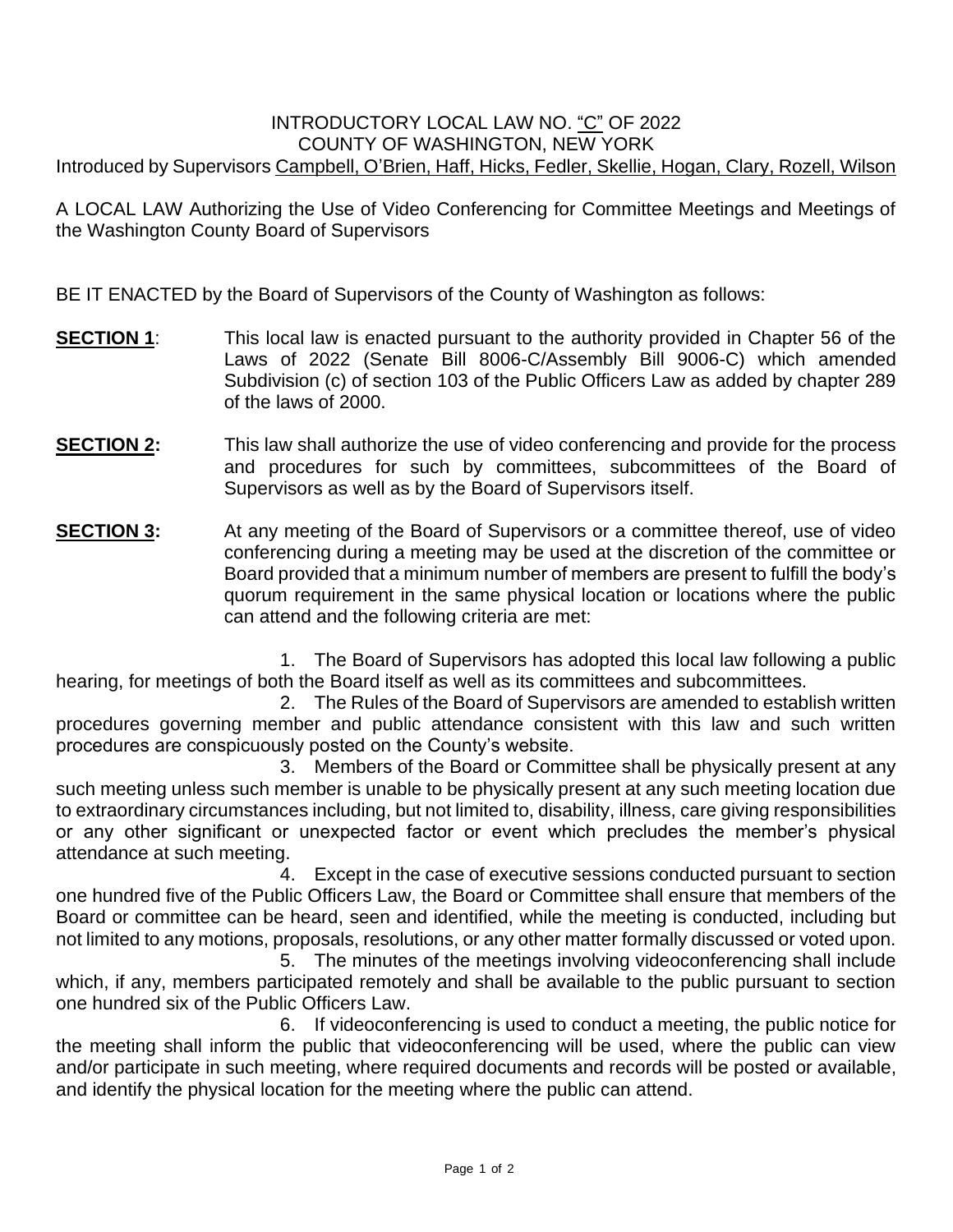INTRODUCTORY LOCAL LAW NO. "C" OF 2022
COUNTY OF WASHINGTON, NEW YORK
Introduced by Supervisors Campbell, O'Brien, Haff, Hicks, Fedler, Skellie, Hogan, Clary, Rozell, Wilson

A LOCAL LAW Authorizing the Use of Video Conferencing for Committee Meetings and Meetings of the Washington County Board of Supervisors

BE IT ENACTED by the Board of Supervisors of the County of Washington as follows:

**SECTION 1**: This local law is enacted pursuant to the authority provided in Chapter 56 of the Laws of 2022 (Senate Bill 8006-C/Assembly Bill 9006-C) which amended Subdivision (c) of section 103 of the Public Officers Law as added by chapter 289 of the laws of 2000.

**SECTION 2:** This law shall authorize the use of video conferencing and provide for the process and procedures for such by committees, subcommittees of the Board of Supervisors as well as by the Board of Supervisors itself.

**SECTION 3:** At any meeting of the Board of Supervisors or a committee thereof, use of video conferencing during a meeting may be used at the discretion of the committee or Board provided that a minimum number of members are present to fulfill the body's quorum requirement in the same physical location or locations where the public can attend and the following criteria are met:

1. The Board of Supervisors has adopted this local law following a public hearing, for meetings of both the Board itself as well as its committees and subcommittees.
2. The Rules of the Board of Supervisors are amended to establish written procedures governing member and public attendance consistent with this law and such written procedures are conspicuously posted on the County's website.
3. Members of the Board or Committee shall be physically present at any such meeting unless such member is unable to be physically present at any such meeting location due to extraordinary circumstances including, but not limited to, disability, illness, care giving responsibilities or any other significant or unexpected factor or event which precludes the member's physical attendance at such meeting.
4. Except in the case of executive sessions conducted pursuant to section one hundred five of the Public Officers Law, the Board or Committee shall ensure that members of the Board or committee can be heard, seen and identified, while the meeting is conducted, including but not limited to any motions, proposals, resolutions, or any other matter formally discussed or voted upon.
5. The minutes of the meetings involving videoconferencing shall include which, if any, members participated remotely and shall be available to the public pursuant to section one hundred six of the Public Officers Law.
6. If videoconferencing is used to conduct a meeting, the public notice for the meeting shall inform the public that videoconferencing will be used, where the public can view and/or participate in such meeting, where required documents and records will be posted or available, and identify the physical location for the meeting where the public can attend.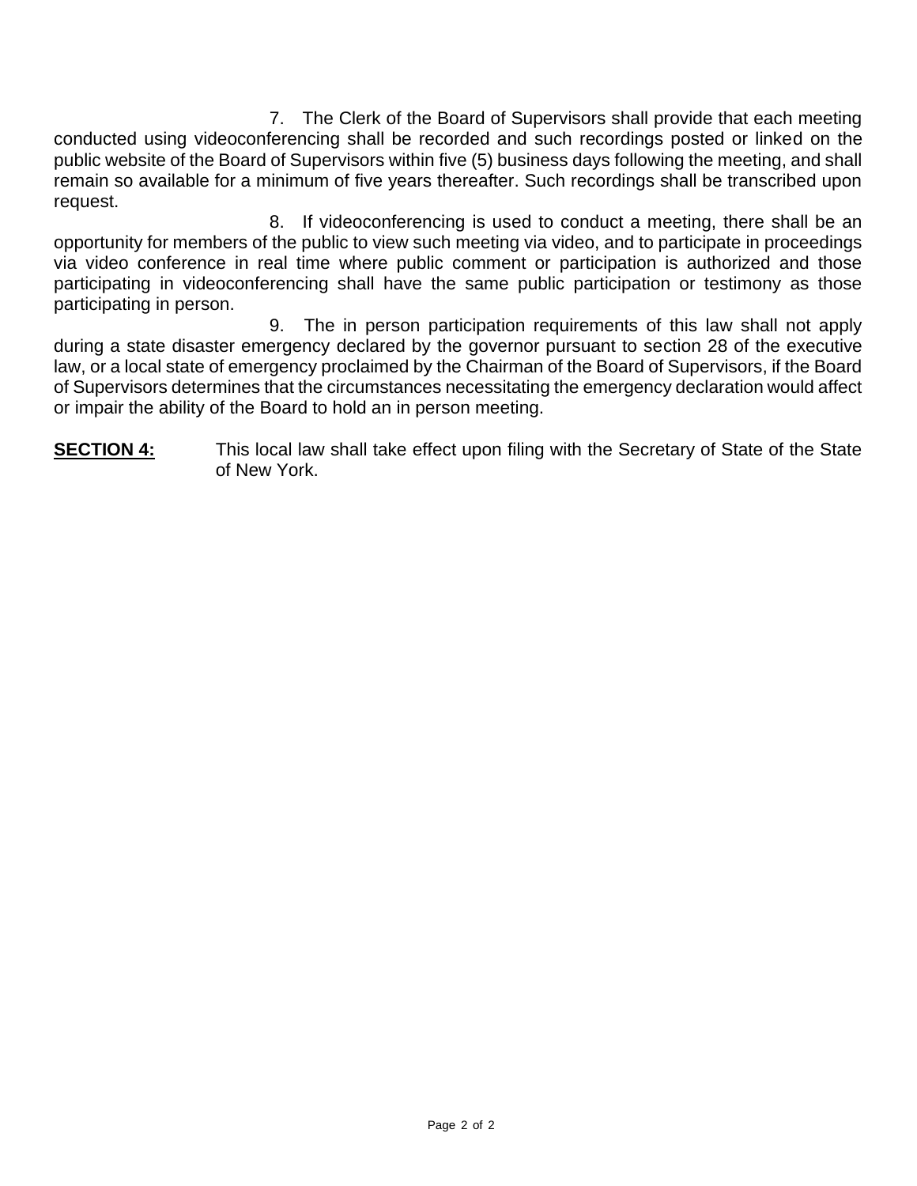7. The Clerk of the Board of Supervisors shall provide that each meeting conducted using videoconferencing shall be recorded and such recordings posted or linked on the public website of the Board of Supervisors within five (5) business days following the meeting, and shall remain so available for a minimum of five years thereafter. Such recordings shall be transcribed upon request.

8. If videoconferencing is used to conduct a meeting, there shall be an opportunity for members of the public to view such meeting via video, and to participate in proceedings via video conference in real time where public comment or participation is authorized and those participating in videoconferencing shall have the same public participation or testimony as those participating in person.

9. The in person participation requirements of this law shall not apply during a state disaster emergency declared by the governor pursuant to section 28 of the executive law, or a local state of emergency proclaimed by the Chairman of the Board of Supervisors, if the Board of Supervisors determines that the circumstances necessitating the emergency declaration would affect or impair the ability of the Board to hold an in person meeting.

**SECTION 4:** This local law shall take effect upon filing with the Secretary of State of the State of New York.